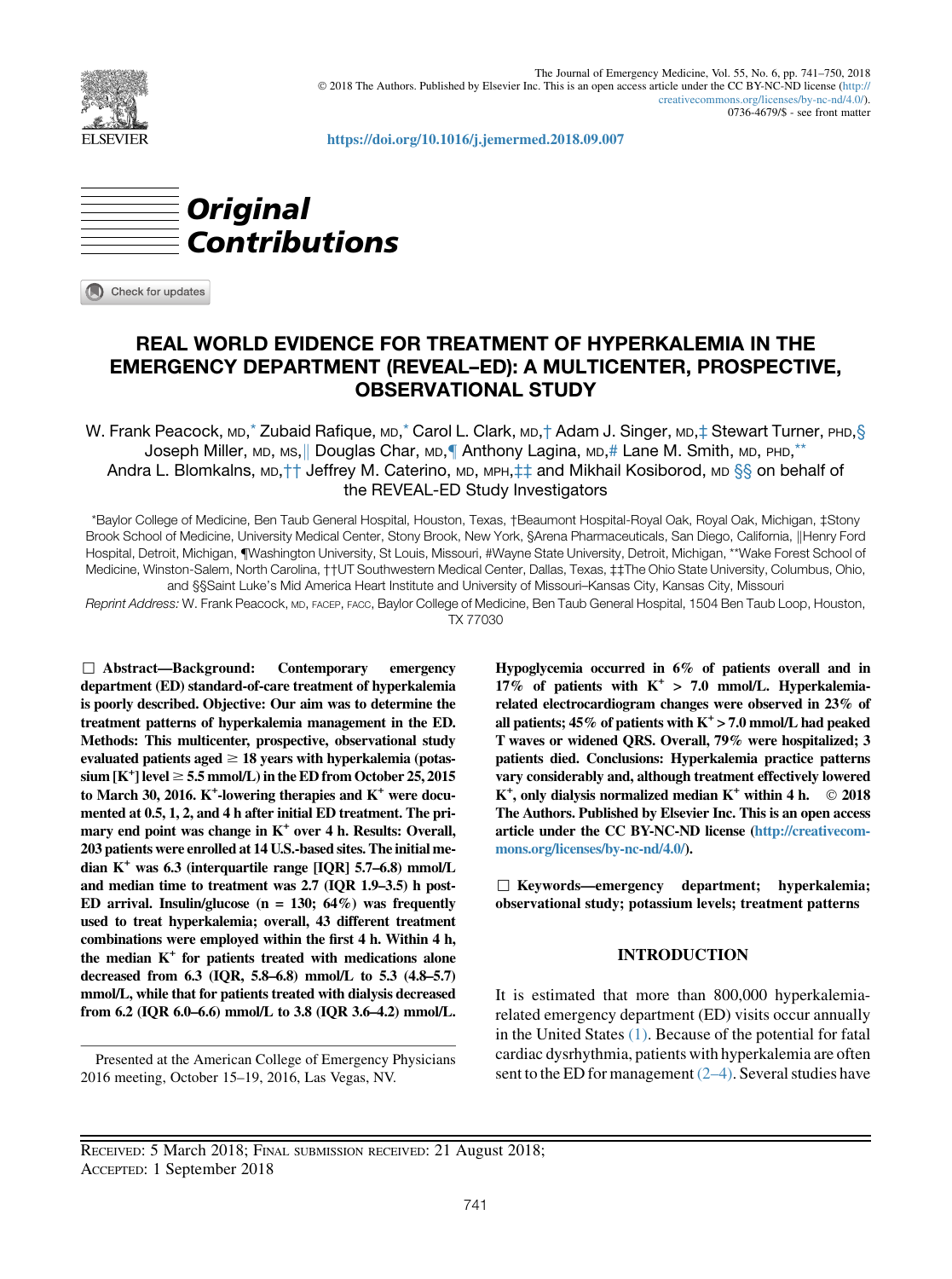https://doi.org/10.1016/j.jemermed.2018.09.007

# Original Contributions

# REAL WORLD EVIDENCE FOR TREATMENT OF HYPERKALEMIA IN THE EMERGENCY DEPARTMENT (REVEAL–ED): A MULTICENTER, PROSPECTIVE, OBSERVATIONAL STUDY

W. Frank Peacock, MD,[*] Zubaid Rafique, MD,[*] Carol L. Clark, MD,[†] Adam J. Singer, MD,[‡] Stewart Turner, PHD,[§] Joseph Miller, MD, MS,[||] Douglas Char, MD,[¶] Anthony Lagina, MD,[#] Lane M. Smith, MD, PHD,[**] Andra L. Blomkalns, MD,[††] Jeffrey M. Caterino, MD, MPH,[‡‡] and Mikhail Kosiborod, MD [§§] on behalf of the REVEAL-ED Study Investigators

*Baylor College of Medicine, Ben Taub General Hospital, Houston, Texas, †Beaumont Hospital-Royal Oak, Royal Oak, Michigan, ‡Stony Brook School of Medicine, University Medical Center, Stony Brook, New York, §Arena Pharmaceuticals, San Diego, California, ||Henry Ford Hospital, Detroit, Michigan, ¶Washington University, St Louis, Missouri, #Wayne State University, Detroit, Michigan, **Wake Forest School of Medicine, Winston-Salem, North Carolina, ††UT Southwestern Medical Center, Dallas, Texas, ‡‡The Ohio State University, Columbus, Ohio, and §§Saint Luke's Mid America Heart Institute and University of Missouri–Kansas City, Kansas City, Missouri

*Reprint Address:* W. Frank Peacock, MD, FACEP, FACC, Baylor College of Medicine, Ben Taub General Hospital, 1504 Ben Taub Loop, Houston, TX 77030

**□ Abstract—Background: Contemporary emergency department (ED) standard-of-care treatment of hyperkalemia is poorly described. Objective: Our aim was to determine the treatment patterns of hyperkalemia management in the ED. Methods: This multicenter, prospective, observational study evaluated patients aged ≥ 18 years with hyperkalemia (potassium [$K^+$] level ≥ 5.5 mmol/L) in the ED from October 25, 2015 to March 30, 2016. $K^+$-lowering therapies and $K^+$ were documented at 0.5, 1, 2, and 4 h after initial ED treatment. The primary end point was change in $K^+$ over 4 h. Results: Overall, 203 patients were enrolled at 14 U.S.-based sites. The initial median $K^+$ was 6.3 (interquartile range [IQR] 5.7–6.8) mmol/L and median time to treatment was 2.7 (IQR 1.9–3.5) h post-ED arrival. Insulin/glucose (n = 130; 64%) was frequently used to treat hyperkalemia; overall, 43 different treatment combinations were employed within the first 4 h. Within 4 h, the median $K^+$ for patients treated with medications alone decreased from 6.3 (IQR, 5.8–6.8) mmol/L to 5.3 (4.8–5.7) mmol/L, while that for patients treated with dialysis decreased from 6.2 (IQR 6.0–6.6) mmol/L to 3.8 (IQR 3.6–4.2) mmol/L. Hypoglycemia occurred in 6% of patients overall and in 17% of patients with $K^+$ > 7.0 mmol/L. Hyperkalemia-related electrocardiogram changes were observed in 23% of all patients; 45% of patients with $K^+$ > 7.0 mmol/L had peaked T waves or widened QRS. Overall, 79% were hospitalized; 3 patients died. Conclusions: Hyperkalemia practice patterns vary considerably and, although treatment effectively lowered $K^+$, only dialysis normalized median $K^+$ within 4 h.** © **2018 The Authors. Published by Elsevier Inc. This is an open access article under the CC BY-NC-ND license (http://creativecommons.org/licenses/by-nc-nd/4.0/).**

**□ Keywords—emergency department; hyperkalemia; observational study; potassium levels; treatment patterns**

Presented at the American College of Emergency Physicians 2016 meeting, October 15–19, 2016, Las Vegas, NV.

## INTRODUCTION

It is estimated that more than 800,000 hyperkalemia-related emergency department (ED) visits occur annually in the United States (1). Because of the potential for fatal cardiac dysrhythmia, patients with hyperkalemia are often sent to the ED for management (2–4). Several studies have

RECEIVED: 5 March 2018; FINAL SUBMISSION RECEIVED: 21 August 2018;
ACCEPTED: 1 September 2018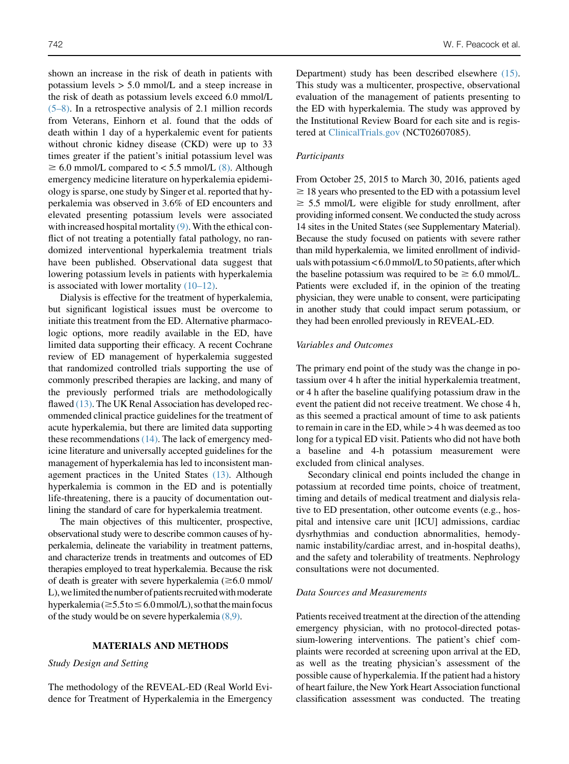shown an increase in the risk of death in patients with potassium levels > 5.0 mmol/L and a steep increase in the risk of death as potassium levels exceed 6.0 mmol/L (5–8). In a retrospective analysis of 2.1 million records from Veterans, Einhorn et al. found that the odds of death within 1 day of a hyperkalemic event for patients without chronic kidney disease (CKD) were up to 33 times greater if the patient's initial potassium level was ≥ 6.0 mmol/L compared to < 5.5 mmol/L (8). Although emergency medicine literature on hyperkalemia epidemiology is sparse, one study by Singer et al. reported that hyperkalemia was observed in 3.6% of ED encounters and elevated presenting potassium levels were associated with increased hospital mortality (9). With the ethical conflict of not treating a potentially fatal pathology, no randomized interventional hyperkalemia treatment trials have been published. Observational data suggest that lowering potassium levels in patients with hyperkalemia is associated with lower mortality (10–12).

Dialysis is effective for the treatment of hyperkalemia, but significant logistical issues must be overcome to initiate this treatment from the ED. Alternative pharmacologic options, more readily available in the ED, have limited data supporting their efficacy. A recent Cochrane review of ED management of hyperkalemia suggested that randomized controlled trials supporting the use of commonly prescribed therapies are lacking, and many of the previously performed trials are methodologically flawed (13). The UK Renal Association has developed recommended clinical practice guidelines for the treatment of acute hyperkalemia, but there are limited data supporting these recommendations (14). The lack of emergency medicine literature and universally accepted guidelines for the management of hyperkalemia has led to inconsistent management practices in the United States (13). Although hyperkalemia is common in the ED and is potentially life-threatening, there is a paucity of documentation outlining the standard of care for hyperkalemia treatment.

The main objectives of this multicenter, prospective, observational study were to describe common causes of hyperkalemia, delineate the variability in treatment patterns, and characterize trends in treatments and outcomes of ED therapies employed to treat hyperkalemia. Because the risk of death is greater with severe hyperkalemia (≥6.0 mmol/L), we limited the number of patients recruited with moderate hyperkalemia (≥5.5 to ≤ 6.0 mmol/L), so that the main focus of the study would be on severe hyperkalemia (8,9).

## MATERIALS AND METHODS

### *Study Design and Setting*

The methodology of the REVEAL-ED (Real World Evidence for Treatment of Hyperkalemia in the Emergency Department) study has been described elsewhere (15). This study was a multicenter, prospective, observational evaluation of the management of patients presenting to the ED with hyperkalemia. The study was approved by the Institutional Review Board for each site and is registered at ClinicalTrials.gov (NCT02607085).

### *Participants*

From October 25, 2015 to March 30, 2016, patients aged ≥ 18 years who presented to the ED with a potassium level ≥ 5.5 mmol/L were eligible for study enrollment, after providing informed consent. We conducted the study across 14 sites in the United States (see Supplementary Material). Because the study focused on patients with severe rather than mild hyperkalemia, we limited enrollment of individuals with potassium < 6.0 mmol/L to 50 patients, after which the baseline potassium was required to be ≥ 6.0 mmol/L. Patients were excluded if, in the opinion of the treating physician, they were unable to consent, were participating in another study that could impact serum potassium, or they had been enrolled previously in REVEAL-ED.

### *Variables and Outcomes*

The primary end point of the study was the change in potassium over 4 h after the initial hyperkalemia treatment, or 4 h after the baseline qualifying potassium draw in the event the patient did not receive treatment. We chose 4 h, as this seemed a practical amount of time to ask patients to remain in care in the ED, while > 4 h was deemed as too long for a typical ED visit. Patients who did not have both a baseline and 4-h potassium measurement were excluded from clinical analyses.

Secondary clinical end points included the change in potassium at recorded time points, choice of treatment, timing and details of medical treatment and dialysis relative to ED presentation, other outcome events (e.g., hospital and intensive care unit [ICU] admissions, cardiac dysrhythmias and conduction abnormalities, hemodynamic instability/cardiac arrest, and in-hospital deaths), and the safety and tolerability of treatments. Nephrology consultations were not documented.

### *Data Sources and Measurements*

Patients received treatment at the direction of the attending emergency physician, with no protocol-directed potassium-lowering interventions. The patient's chief complaints were recorded at screening upon arrival at the ED, as well as the treating physician's assessment of the possible cause of hyperkalemia. If the patient had a history of heart failure, the New York Heart Association functional classification assessment was conducted. The treating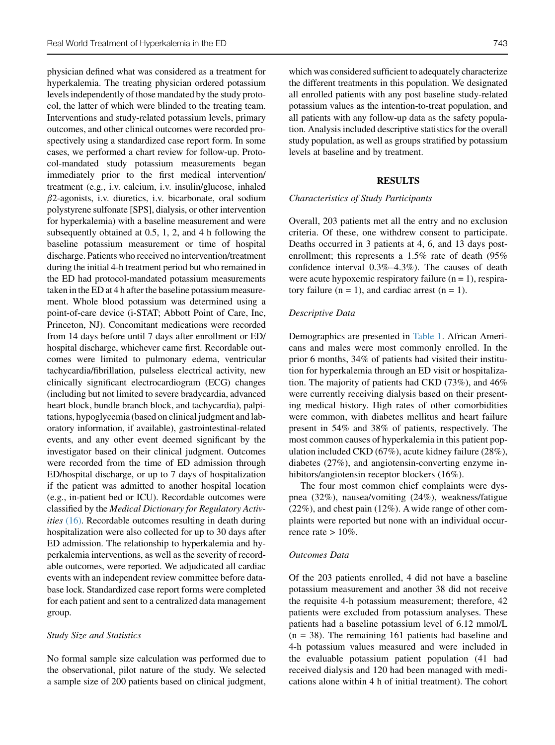physician defined what was considered as a treatment for hyperkalemia. The treating physician ordered potassium levels independently of those mandated by the study protocol, the latter of which were blinded to the treating team. Interventions and study-related potassium levels, primary outcomes, and other clinical outcomes were recorded prospectively using a standardized case report form. In some cases, we performed a chart review for follow-up. Protocol-mandated study potassium measurements began immediately prior to the first medical intervention/treatment (e.g., i.v. calcium, i.v. insulin/glucose, inhaled $\beta$2-agonists, i.v. diuretics, i.v. bicarbonate, oral sodium polystyrene sulfonate [SPS], dialysis, or other intervention for hyperkalemia) with a baseline measurement and were subsequently obtained at 0.5, 1, 2, and 4 h following the baseline potassium measurement or time of hospital discharge. Patients who received no intervention/treatment during the initial 4-h treatment period but who remained in the ED had protocol-mandated potassium measurements taken in the ED at 4 h after the baseline potassium measurement. Whole blood potassium was determined using a point-of-care device (i-STAT; Abbott Point of Care, Inc, Princeton, NJ). Concomitant medications were recorded from 14 days before until 7 days after enrollment or ED/hospital discharge, whichever came first. Recordable outcomes were limited to pulmonary edema, ventricular tachycardia/fibrillation, pulseless electrical activity, new clinically significant electrocardiogram (ECG) changes (including but not limited to severe bradycardia, advanced heart block, bundle branch block, and tachycardia), palpitations, hypoglycemia (based on clinical judgment and laboratory information, if available), gastrointestinal-related events, and any other event deemed significant by the investigator based on their clinical judgment. Outcomes were recorded from the time of ED admission through ED/hospital discharge, or up to 7 days of hospitalization if the patient was admitted to another hospital location (e.g., in-patient bed or ICU). Recordable outcomes were classified by the *Medical Dictionary for Regulatory Activities* (16). Recordable outcomes resulting in death during hospitalization were also collected for up to 30 days after ED admission. The relationship to hyperkalemia and hyperkalemia interventions, as well as the severity of recordable outcomes, were reported. We adjudicated all cardiac events with an independent review committee before database lock. Standardized case report forms were completed for each patient and sent to a centralized data management group.

### *Study Size and Statistics*

No formal sample size calculation was performed due to the observational, pilot nature of the study. We selected a sample size of 200 patients based on clinical judgment, which was considered sufficient to adequately characterize the different treatments in this population. We designated all enrolled patients with any post baseline study-related potassium values as the intention-to-treat population, and all patients with any follow-up data as the safety population. Analysis included descriptive statistics for the overall study population, as well as groups stratified by potassium levels at baseline and by treatment.

## RESULTS

### *Characteristics of Study Participants*

Overall, 203 patients met all the entry and no exclusion criteria. Of these, one withdrew consent to participate. Deaths occurred in 3 patients at 4, 6, and 13 days post-enrollment; this represents a 1.5% rate of death (95% confidence interval 0.3%–4.3%). The causes of death were acute hypoxemic respiratory failure (n = 1), respiratory failure (n = 1), and cardiac arrest (n = 1).

### *Descriptive Data*

Demographics are presented in Table 1. African Americans and males were most commonly enrolled. In the prior 6 months, 34% of patients had visited their institution for hyperkalemia through an ED visit or hospitalization. The majority of patients had CKD (73%), and 46% were currently receiving dialysis based on their presenting medical history. High rates of other comorbidities were common, with diabetes mellitus and heart failure present in 54% and 38% of patients, respectively. The most common causes of hyperkalemia in this patient population included CKD (67%), acute kidney failure (28%), diabetes (27%), and angiotensin-converting enzyme inhibitors/angiotensin receptor blockers (16%).

The four most common chief complaints were dyspnea (32%), nausea/vomiting (24%), weakness/fatigue (22%), and chest pain (12%). A wide range of other complaints were reported but none with an individual occurrence rate > 10%.

### *Outcomes Data*

Of the 203 patients enrolled, 4 did not have a baseline potassium measurement and another 38 did not receive the requisite 4-h potassium measurement; therefore, 42 patients were excluded from potassium analyses. These patients had a baseline potassium level of 6.12 mmol/L (n = 38). The remaining 161 patients had baseline and 4-h potassium values measured and were included in the evaluable potassium patient population (41 had received dialysis and 120 had been managed with medications alone within 4 h of initial treatment). The cohort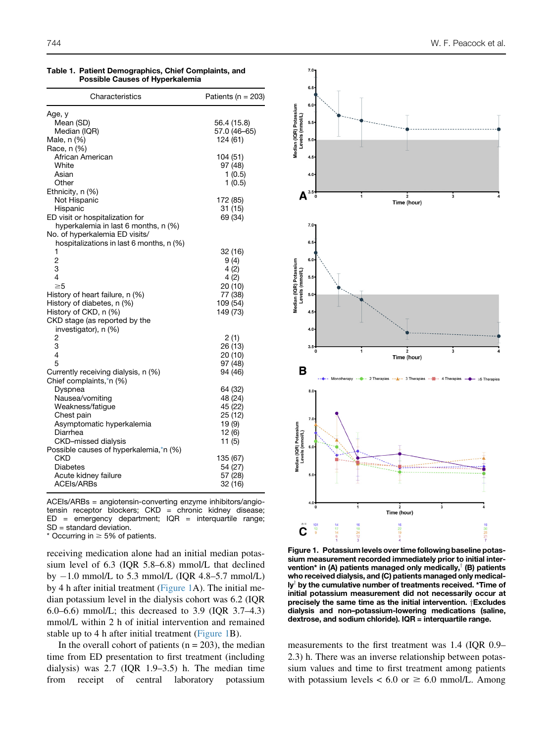**Table 1. Patient Demographics, Chief Complaints, and Possible Causes of Hyperkalemia**

| Characteristics | Patients (n = 203) |
|---|---|
| Age, y | |
| Mean (SD) | 56.4 (15.8) |
| Median (IQR) | 57.0 (46–65) |
| Male, n (%) | 124 (61) |
| Race, n (%) | |
| African American | 104 (51) |
| White | 97 (48) |
| Asian | 1 (0.5) |
| Other | 1 (0.5) |
| Ethnicity, n (%) | |
| Not Hispanic | 172 (85) |
| Hispanic | 31 (15) |
| ED visit or hospitalization for hyperkalemia in last 6 months, n (%) | 69 (34) |
| No. of hyperkalemia ED visits/ hospitalizations in last 6 months, n (%) | |
| 1 | 32 (16) |
| 2 | 9 (4) |
| 3 | 4 (2) |
| 4 | 4 (2) |
| ≥5 | 20 (10) |
| History of heart failure, n (%) | 77 (38) |
| History of diabetes, n (%) | 109 (54) |
| History of CKD, n (%) | 149 (73) |
| CKD stage (as reported by the investigator), n (%) | |
| 2 | 2 (1) |
| 3 | 26 (13) |
| 4 | 20 (10) |
| 5 | 97 (48) |
| Currently receiving dialysis, n (%) | 94 (46) |
| Chief complaints,* n (%) | |
| Dyspnea | 64 (32) |
| Nausea/vomiting | 48 (24) |
| Weakness/fatigue | 45 (22) |
| Chest pain | 25 (12) |
| Asymptomatic hyperkalemia | 19 (9) |
| Diarrhea | 12 (6) |
| CKD–missed dialysis | 11 (5) |
| Possible causes of hyperkalemia,* n (%) | |
| CKD | 135 (67) |
| Diabetes | 54 (27) |
| Acute kidney failure | 57 (28) |
| ACEIs/ARBs | 32 (16) |

ACEIs/ARBs = angiotensin-converting enzyme inhibitors/angiotensin receptor blockers; CKD = chronic kidney disease; ED = emergency department; IQR = interquartile range; SD = standard deviation.
* Occurring in ≥ 5% of patients.

receiving medication alone had an initial median potassium level of 6.3 (IQR 5.8–6.8) mmol/L that declined by −1.0 mmol/L to 5.3 mmol/L (IQR 4.8–5.7 mmol/L) by 4 h after initial treatment (Figure 1A). The initial median potassium level in the dialysis cohort was 6.2 (IQR 6.0–6.6) mmol/L; this decreased to 3.9 (IQR 3.7–4.3) mmol/L within 2 h of initial intervention and remained stable up to 4 h after initial treatment (Figure 1B).

In the overall cohort of patients (n = 203), the median time from ED presentation to first treatment (including dialysis) was 2.7 (IQR 1.9–3.5) h. The median time from receipt of central laboratory potassium measurements to the first treatment was 1.4 (IQR 0.9–2.3) h. There was an inverse relationship between potassium values and time to first treatment among patients with potassium levels < 6.0 or ≥ 6.0 mmol/L. Among

**Figure 1. Potassium levels over time following baseline potassium measurement recorded immediately prior to initial intervention* in (A) patients managed only medically,† (B) patients who received dialysis, and (C) patients managed only medically† by the cumulative number of treatments received. *Time of initial potassium measurement did not necessarily occur at precisely the same time as the initial intervention. †Excludes dialysis and non–potassium-lowering medications (saline, dextrose, and sodium chloride). IQR = interquartile range.**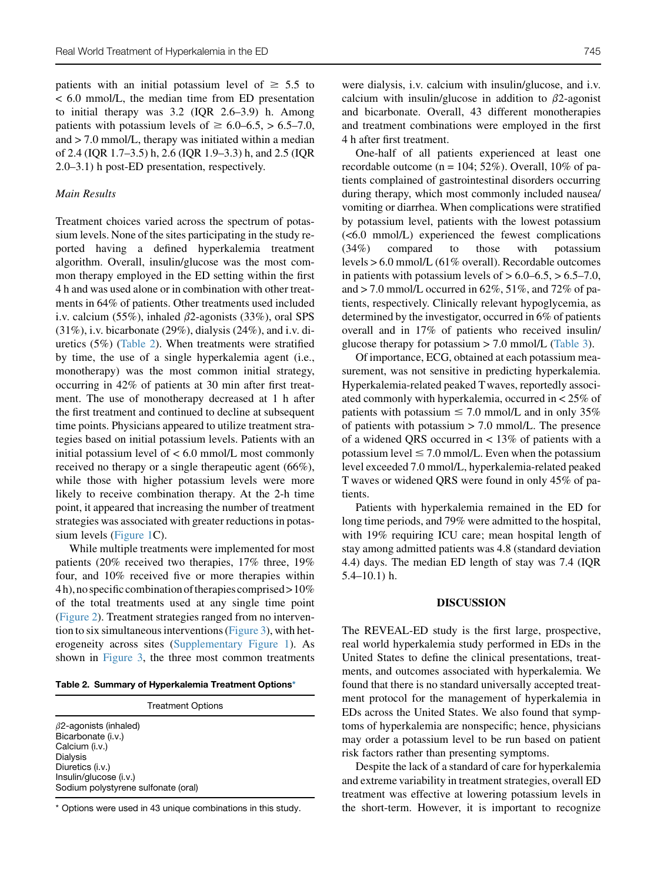patients with an initial potassium level of ≥ 5.5 to < 6.0 mmol/L, the median time from ED presentation to initial therapy was 3.2 (IQR 2.6–3.9) h. Among patients with potassium levels of ≥ 6.0–6.5, > 6.5–7.0, and > 7.0 mmol/L, therapy was initiated within a median of 2.4 (IQR 1.7–3.5) h, 2.6 (IQR 1.9–3.3) h, and 2.5 (IQR 2.0–3.1) h post-ED presentation, respectively.

*Main Results*

Treatment choices varied across the spectrum of potassium levels. None of the sites participating in the study reported having a defined hyperkalemia treatment algorithm. Overall, insulin/glucose was the most common therapy employed in the ED setting within the first 4 h and was used alone or in combination with other treatments in 64% of patients. Other treatments used included i.v. calcium (55%), inhaled β2-agonists (33%), oral SPS (31%), i.v. bicarbonate (29%), dialysis (24%), and i.v. diuretics (5%) (Table 2). When treatments were stratified by time, the use of a single hyperkalemia agent (i.e., monotherapy) was the most common initial strategy, occurring in 42% of patients at 30 min after first treatment. The use of monotherapy decreased at 1 h after the first treatment and continued to decline at subsequent time points. Physicians appeared to utilize treatment strategies based on initial potassium levels. Patients with an initial potassium level of < 6.0 mmol/L most commonly received no therapy or a single therapeutic agent (66%), while those with higher potassium levels were more likely to receive combination therapy. At the 2-h time point, it appeared that increasing the number of treatment strategies was associated with greater reductions in potassium levels (Figure 1C).

While multiple treatments were implemented for most patients (20% received two therapies, 17% three, 19% four, and 10% received five or more therapies within 4 h), no specific combination of therapies comprised > 10% of the total treatments used at any single time point (Figure 2). Treatment strategies ranged from no intervention to six simultaneous interventions (Figure 3), with heterogeneity across sites (Supplementary Figure 1). As shown in Figure 3, the three most common treatments were dialysis, i.v. calcium with insulin/glucose, and i.v. calcium with insulin/glucose in addition to β2-agonist and bicarbonate. Overall, 43 different monotherapies and treatment combinations were employed in the first 4 h after first treatment.

**Table 2. Summary of Hyperkalemia Treatment Options***

| Treatment Options |
|---|
| β2-agonists (inhaled) |
| Bicarbonate (i.v.) |
| Calcium (i.v.) |
| Dialysis |
| Diuretics (i.v.) |
| Insulin/glucose (i.v.) |
| Sodium polystyrene sulfonate (oral) |

\* Options were used in 43 unique combinations in this study.

One-half of all patients experienced at least one recordable outcome (n = 104; 52%). Overall, 10% of patients complained of gastrointestinal disorders occurring during therapy, which most commonly included nausea/vomiting or diarrhea. When complications were stratified by potassium level, patients with the lowest potassium (<6.0 mmol/L) experienced the fewest complications (34%) compared to those with potassium levels > 6.0 mmol/L (61% overall). Recordable outcomes in patients with potassium levels of > 6.0–6.5, > 6.5–7.0, and > 7.0 mmol/L occurred in 62%, 51%, and 72% of patients, respectively. Clinically relevant hypoglycemia, as determined by the investigator, occurred in 6% of patients overall and in 17% of patients who received insulin/glucose therapy for potassium > 7.0 mmol/L (Table 3).

Of importance, ECG, obtained at each potassium measurement, was not sensitive in predicting hyperkalemia. Hyperkalemia-related peaked T waves, reportedly associated commonly with hyperkalemia, occurred in < 25% of patients with potassium ≤ 7.0 mmol/L and in only 35% of patients with potassium > 7.0 mmol/L. The presence of a widened QRS occurred in < 13% of patients with a potassium level ≤ 7.0 mmol/L. Even when the potassium level exceeded 7.0 mmol/L, hyperkalemia-related peaked T waves or widened QRS were found in only 45% of patients.

Patients with hyperkalemia remained in the ED for long time periods, and 79% were admitted to the hospital, with 19% requiring ICU care; mean hospital length of stay among admitted patients was 4.8 (standard deviation 4.4) days. The median ED length of stay was 7.4 (IQR 5.4–10.1) h.

## DISCUSSION

The REVEAL-ED study is the first large, prospective, real world hyperkalemia study performed in EDs in the United States to define the clinical presentations, treatments, and outcomes associated with hyperkalemia. We found that there is no standard universally accepted treatment protocol for the management of hyperkalemia in EDs across the United States. We also found that symptoms of hyperkalemia are nonspecific; hence, physicians may order a potassium level to be run based on patient risk factors rather than presenting symptoms.

Despite the lack of a standard of care for hyperkalemia and extreme variability in treatment strategies, overall ED treatment was effective at lowering potassium levels in the short-term. However, it is important to recognize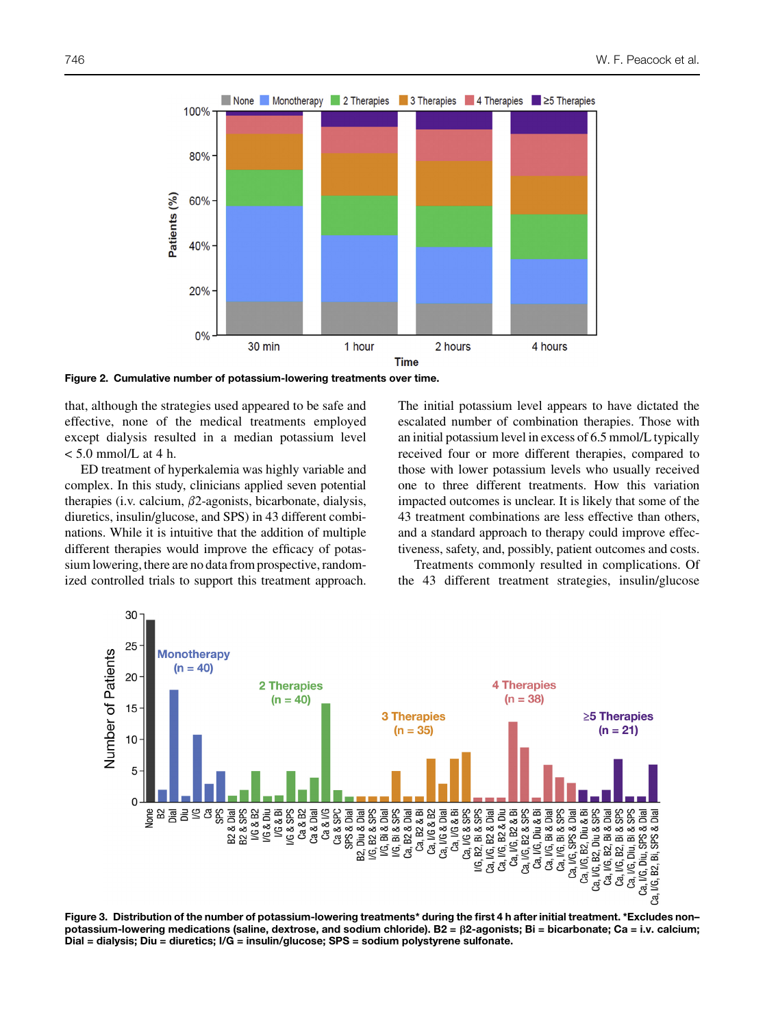Figure 2. Cumulative number of potassium-lowering treatments over time.

that, although the strategies used appeared to be safe and effective, none of the medical treatments employed except dialysis resulted in a median potassium level < 5.0 mmol/L at 4 h.

ED treatment of hyperkalemia was highly variable and complex. In this study, clinicians applied seven potential therapies (i.v. calcium, $\beta$2-agonists, bicarbonate, dialysis, diuretics, insulin/glucose, and SPS) in 43 different combinations. While it is intuitive that the addition of multiple different therapies would improve the efficacy of potassium lowering, there are no data from prospective, randomized controlled trials to support this treatment approach. The initial potassium level appears to have dictated the escalated number of combination therapies. Those with an initial potassium level in excess of 6.5 mmol/L typically received four or more different therapies, compared to those with lower potassium levels who usually received one to three different treatments. How this variation impacted outcomes is unclear. It is likely that some of the 43 treatment combinations are less effective than others, and a standard approach to therapy could improve effectiveness, safety, and, possibly, patient outcomes and costs.

Treatments commonly resulted in complications. Of the 43 different treatment strategies, insulin/glucose

Figure 3. Distribution of the number of potassium-lowering treatments* during the first 4 h after initial treatment. *Excludes non–potassium-lowering medications (saline, dextrose, and sodium chloride). B2 = $\beta$2-agonists; Bi = bicarbonate; Ca = i.v. calcium; Dial = dialysis; Diu = diuretics; I/G = insulin/glucose; SPS = sodium polystyrene sulfonate.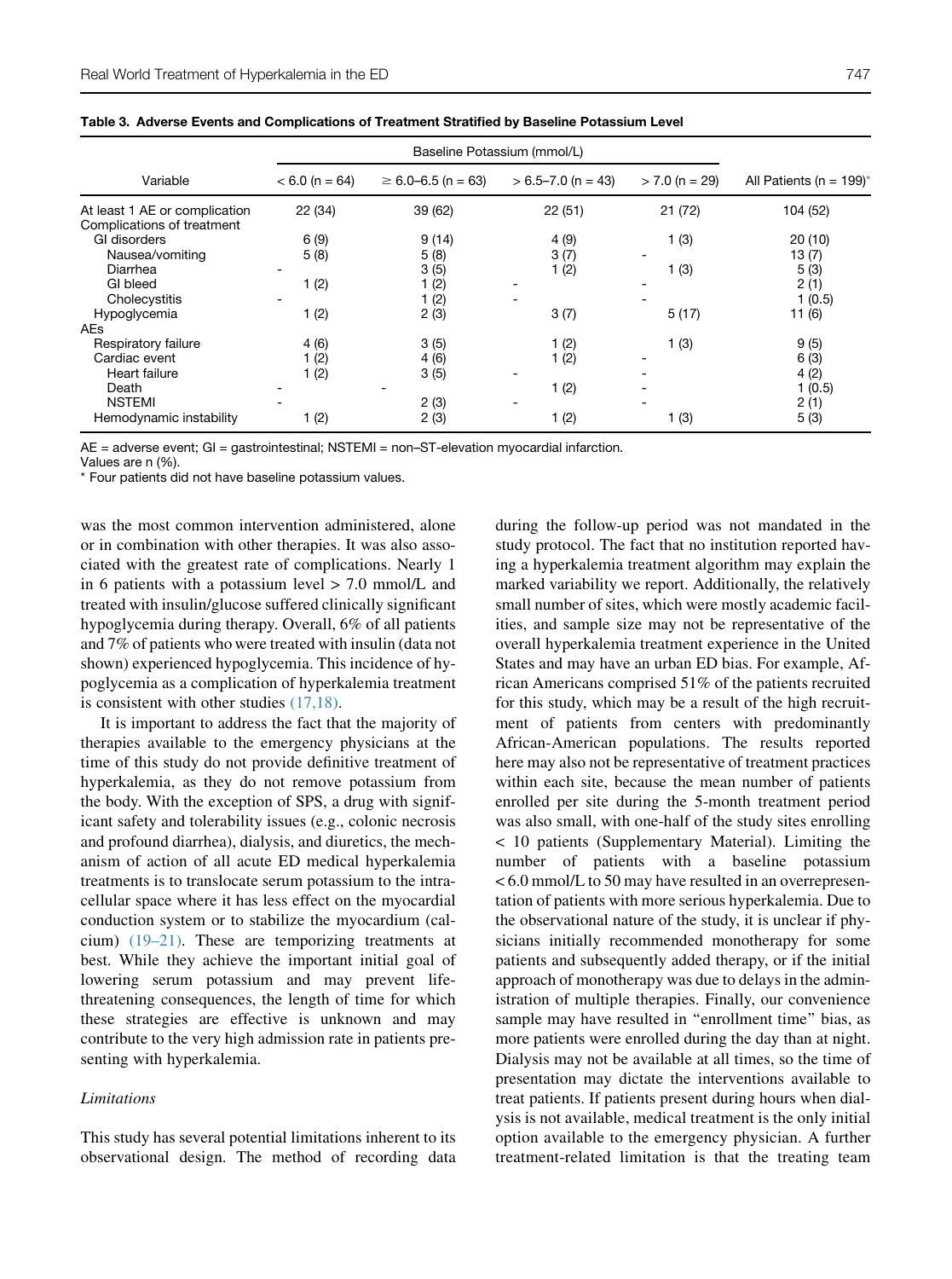**Table 3. Adverse Events and Complications of Treatment Stratified by Baseline Potassium Level**

| Variable | Baseline Potassium (mmol/L) | | | | All Patients (n = 199)* |
|---|---|---|---|---|---|
| | < 6.0 (n = 64) | ≥ 6.0–6.5 (n = 63) | > 6.5–7.0 (n = 43) | > 7.0 (n = 29) | |
| At least 1 AE or complication | 22 (34) | 39 (62) | 22 (51) | 21 (72) | 104 (52) |
| Complications of treatment | | | | | |
| GI disorders | 6 (9) | 9 (14) | 4 (9) | 1 (3) | 20 (10) |
| Nausea/vomiting | 5 (8) | 5 (8) | 3 (7) | - | 13 (7) |
| Diarrhea | - | 3 (5) | 1 (2) | 1 (3) | 5 (3) |
| GI bleed | 1 (2) | 1 (2) | - | - | 2 (1) |
| Cholecystitis | - | 1 (2) | - | - | 1 (0.5) |
| Hypoglycemia | 1 (2) | 2 (3) | 3 (7) | 5 (17) | 11 (6) |
| AEs | | | | | |
| Respiratory failure | 4 (6) | 3 (5) | 1 (2) | 1 (3) | 9 (5) |
| Cardiac event | 1 (2) | 4 (6) | 1 (2) | - | 6 (3) |
| Heart failure | 1 (2) | 3 (5) | - | - | 4 (2) |
| Death | - | - | 1 (2) | - | 1 (0.5) |
| NSTEMI | - | 2 (3) | - | - | 2 (1) |
| Hemodynamic instability | 1 (2) | 2 (3) | 1 (2) | 1 (3) | 5 (3) |

AE = adverse event; GI = gastrointestinal; NSTEMI = non–ST-elevation myocardial infarction.
Values are n (%).
* Four patients did not have baseline potassium values.

was the most common intervention administered, alone or in combination with other therapies. It was also associated with the greatest rate of complications. Nearly 1 in 6 patients with a potassium level > 7.0 mmol/L and treated with insulin/glucose suffered clinically significant hypoglycemia during therapy. Overall, 6% of all patients and 7% of patients who were treated with insulin (data not shown) experienced hypoglycemia. This incidence of hypoglycemia as a complication of hyperkalemia treatment is consistent with other studies (17,18).

It is important to address the fact that the majority of therapies available to the emergency physicians at the time of this study do not provide definitive treatment of hyperkalemia, as they do not remove potassium from the body. With the exception of SPS, a drug with significant safety and tolerability issues (e.g., colonic necrosis and profound diarrhea), dialysis, and diuretics, the mechanism of action of all acute ED medical hyperkalemia treatments is to translocate serum potassium to the intracellular space where it has less effect on the myocardial conduction system or to stabilize the myocardium (calcium) (19–21). These are temporizing treatments at best. While they achieve the important initial goal of lowering serum potassium and may prevent life-threatening consequences, the length of time for which these strategies are effective is unknown and may contribute to the very high admission rate in patients presenting with hyperkalemia.

### *Limitations*

This study has several potential limitations inherent to its observational design. The method of recording data during the follow-up period was not mandated in the study protocol. The fact that no institution reported having a hyperkalemia treatment algorithm may explain the marked variability we report. Additionally, the relatively small number of sites, which were mostly academic facilities, and sample size may not be representative of the overall hyperkalemia treatment experience in the United States and may have an urban ED bias. For example, African Americans comprised 51% of the patients recruited for this study, which may be a result of the high recruitment of patients from centers with predominantly African-American populations. The results reported here may also not be representative of treatment practices within each site, because the mean number of patients enrolled per site during the 5-month treatment period was also small, with one-half of the study sites enrolling < 10 patients (Supplementary Material). Limiting the number of patients with a baseline potassium < 6.0 mmol/L to 50 may have resulted in an overrepresentation of patients with more serious hyperkalemia. Due to the observational nature of the study, it is unclear if physicians initially recommended monotherapy for some patients and subsequently added therapy, or if the initial approach of monotherapy was due to delays in the administration of multiple therapies. Finally, our convenience sample may have resulted in "enrollment time" bias, as more patients were enrolled during the day than at night. Dialysis may not be available at all times, so the time of presentation may dictate the interventions available to treat patients. If patients present during hours when dialysis is not available, medical treatment is the only initial option available to the emergency physician. A further treatment-related limitation is that the treating team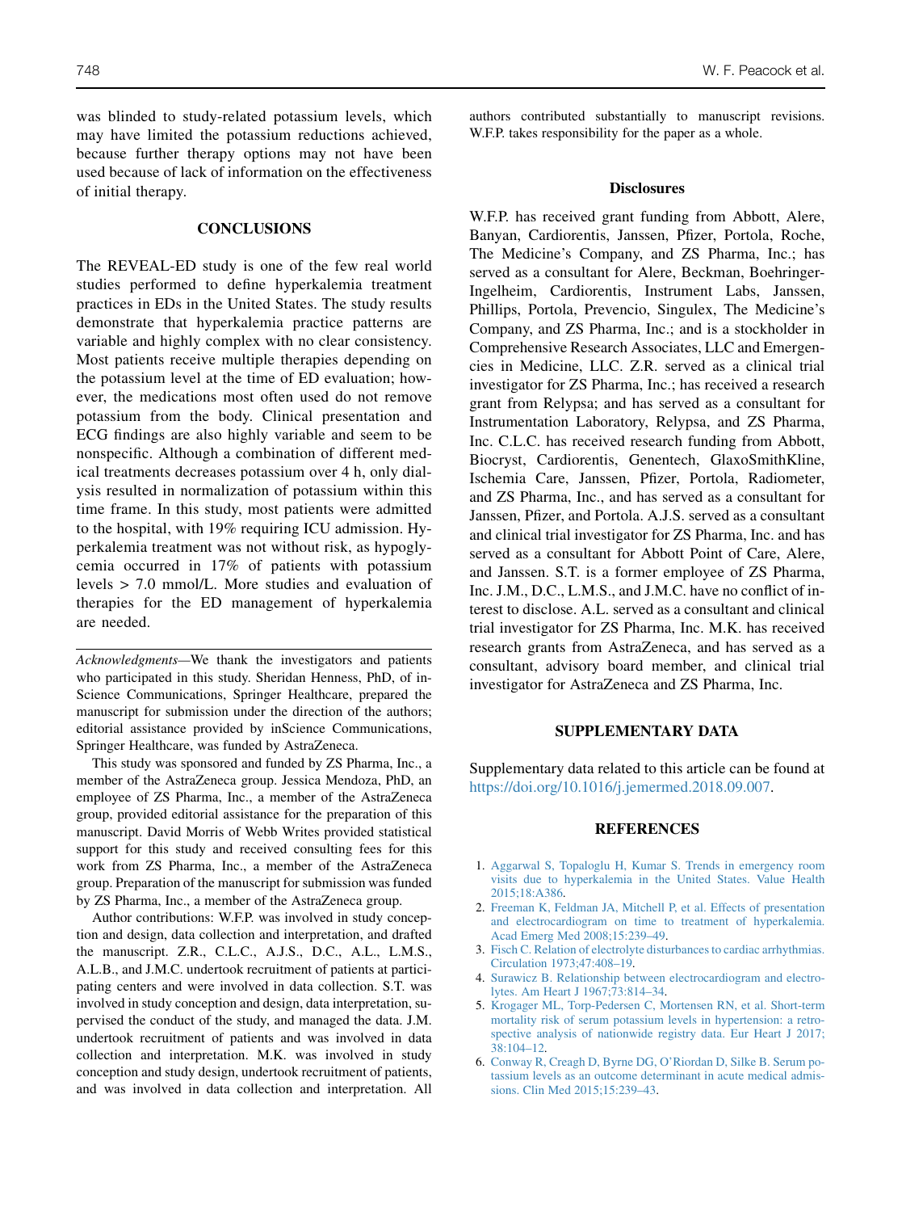was blinded to study-related potassium levels, which may have limited the potassium reductions achieved, because further therapy options may not have been used because of lack of information on the effectiveness of initial therapy.

## CONCLUSIONS

The REVEAL-ED study is one of the few real world studies performed to define hyperkalemia treatment practices in EDs in the United States. The study results demonstrate that hyperkalemia practice patterns are variable and highly complex with no clear consistency. Most patients receive multiple therapies depending on the potassium level at the time of ED evaluation; however, the medications most often used do not remove potassium from the body. Clinical presentation and ECG findings are also highly variable and seem to be nonspecific. Although a combination of different medical treatments decreases potassium over 4 h, only dialysis resulted in normalization of potassium within this time frame. In this study, most patients were admitted to the hospital, with 19% requiring ICU admission. Hyperkalemia treatment was not without risk, as hypoglycemia occurred in 17% of patients with potassium levels > 7.0 mmol/L. More studies and evaluation of therapies for the ED management of hyperkalemia are needed.

*Acknowledgments*—We thank the investigators and patients who participated in this study. Sheridan Henness, PhD, of inScience Communications, Springer Healthcare, prepared the manuscript for submission under the direction of the authors; editorial assistance provided by inScience Communications, Springer Healthcare, was funded by AstraZeneca.

This study was sponsored and funded by ZS Pharma, Inc., a member of the AstraZeneca group. Jessica Mendoza, PhD, an employee of ZS Pharma, Inc., a member of the AstraZeneca group, provided editorial assistance for the preparation of this manuscript. David Morris of Webb Writes provided statistical support for this study and received consulting fees for this work from ZS Pharma, Inc., a member of the AstraZeneca group. Preparation of the manuscript for submission was funded by ZS Pharma, Inc., a member of the AstraZeneca group.

Author contributions: W.F.P. was involved in study conception and design, data collection and interpretation, and drafted the manuscript. Z.R., C.L.C., A.J.S., D.C., A.L., L.M.S., A.L.B., and J.M.C. undertook recruitment of patients at participating centers and were involved in data collection. S.T. was involved in study conception and design, data interpretation, supervised the conduct of the study, and managed the data. J.M. undertook recruitment of patients and was involved in data collection and interpretation. M.K. was involved in study conception and study design, undertook recruitment of patients, and was involved in data collection and interpretation. All authors contributed substantially to manuscript revisions. W.F.P. takes responsibility for the paper as a whole.

## Disclosures

W.F.P. has received grant funding from Abbott, Alere, Banyan, Cardiorentis, Janssen, Pfizer, Portola, Roche, The Medicine's Company, and ZS Pharma, Inc.; has served as a consultant for Alere, Beckman, Boehringer-Ingelheim, Cardiorentis, Instrument Labs, Janssen, Phillips, Portola, Prevencio, Singulex, The Medicine's Company, and ZS Pharma, Inc.; and is a stockholder in Comprehensive Research Associates, LLC and Emergencies in Medicine, LLC. Z.R. served as a clinical trial investigator for ZS Pharma, Inc.; has received a research grant from Relypsa; and has served as a consultant for Instrumentation Laboratory, Relypsa, and ZS Pharma, Inc. C.L.C. has received research funding from Abbott, Biocryst, Cardiorentis, Genentech, GlaxoSmithKline, Ischemia Care, Janssen, Pfizer, Portola, Radiometer, and ZS Pharma, Inc., and has served as a consultant for Janssen, Pfizer, and Portola. A.J.S. served as a consultant and clinical trial investigator for ZS Pharma, Inc. and has served as a consultant for Abbott Point of Care, Alere, and Janssen. S.T. is a former employee of ZS Pharma, Inc. J.M., D.C., L.M.S., and J.M.C. have no conflict of interest to disclose. A.L. served as a consultant and clinical trial investigator for ZS Pharma, Inc. M.K. has received research grants from AstraZeneca, and has served as a consultant, advisory board member, and clinical trial investigator for AstraZeneca and ZS Pharma, Inc.

## SUPPLEMENTARY DATA

Supplementary data related to this article can be found at https://doi.org/10.1016/j.jemermed.2018.09.007.

## REFERENCES

1. Aggarwal S, Topaloglu H, Kumar S. Trends in emergency room visits due to hyperkalemia in the United States. Value Health 2015;18:A386.
2. Freeman K, Feldman JA, Mitchell P, et al. Effects of presentation and electrocardiogram on time to treatment of hyperkalemia. Acad Emerg Med 2008;15:239–49.
3. Fisch C. Relation of electrolyte disturbances to cardiac arrhythmias. Circulation 1973;47:408–19.
4. Surawicz B. Relationship between electrocardiogram and electrolytes. Am Heart J 1967;73:814–34.
5. Krogager ML, Torp-Pedersen C, Mortensen RN, et al. Short-term mortality risk of serum potassium levels in hypertension: a retrospective analysis of nationwide registry data. Eur Heart J 2017;38:104–12.
6. Conway R, Creagh D, Byrne DG, O'Riordan D, Silke B. Serum potassium levels as an outcome determinant in acute medical admissions. Clin Med 2015;15:239–43.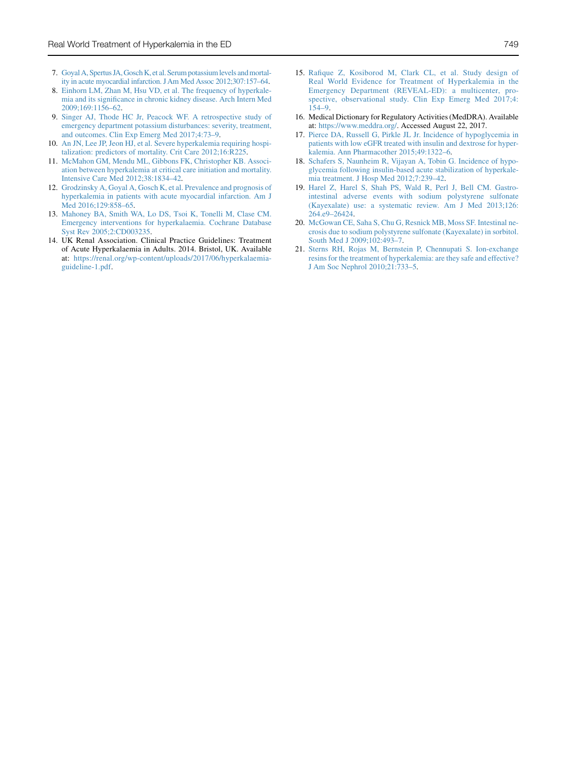7. Goyal A, Spertus JA, Gosch K, et al. Serum potassium levels and mortality in acute myocardial infarction. J Am Med Assoc 2012;307:157–64.
8. Einhorn LM, Zhan M, Hsu VD, et al. The frequency of hyperkalemia and its significance in chronic kidney disease. Arch Intern Med 2009;169:1156–62.
9. Singer AJ, Thode HC Jr, Peacock WF. A retrospective study of emergency department potassium disturbances: severity, treatment, and outcomes. Clin Exp Emerg Med 2017;4:73–9.
10. An JN, Lee JP, Jeon HJ, et al. Severe hyperkalemia requiring hospitalization: predictors of mortality. Crit Care 2012;16:R225.
11. McMahon GM, Mendu ML, Gibbons FK, Christopher KB. Association between hyperkalemia at critical care initiation and mortality. Intensive Care Med 2012;38:1834–42.
12. Grodzinsky A, Goyal A, Gosch K, et al. Prevalence and prognosis of hyperkalemia in patients with acute myocardial infarction. Am J Med 2016;129:858–65.
13. Mahoney BA, Smith WA, Lo DS, Tsoi K, Tonelli M, Clase CM. Emergency interventions for hyperkalaemia. Cochrane Database Syst Rev 2005;2:CD003235.
14. UK Renal Association. Clinical Practice Guidelines: Treatment of Acute Hyperkalaemia in Adults. 2014. Bristol, UK. Available at: https://renal.org/wp-content/uploads/2017/06/hyperkalaemia-guideline-1.pdf.
15. Rafique Z, Kosiborod M, Clark CL, et al. Study design of Real World Evidence for Treatment of Hyperkalemia in the Emergency Department (REVEAL-ED): a multicenter, prospective, observational study. Clin Exp Emerg Med 2017;4:154–9.
16. Medical Dictionary for Regulatory Activities (MedDRA). Available at: https://www.meddra.org/. Accessed August 22, 2017.
17. Pierce DA, Russell G, Pirkle JL Jr. Incidence of hypoglycemia in patients with low eGFR treated with insulin and dextrose for hyperkalemia. Ann Pharmacother 2015;49:1322–6.
18. Schafers S, Naunheim R, Vijayan A, Tobin G. Incidence of hypoglycemia following insulin-based acute stabilization of hyperkalemia treatment. J Hosp Med 2012;7:239–42.
19. Harel Z, Harel S, Shah PS, Wald R, Perl J, Bell CM. Gastrointestinal adverse events with sodium polystyrene sulfonate (Kayexalate) use: a systematic review. Am J Med 2013;126:264.e9–26424.
20. McGowan CE, Saha S, Chu G, Resnick MB, Moss SF. Intestinal necrosis due to sodium polystyrene sulfonate (Kayexalate) in sorbitol. South Med J 2009;102:493–7.
21. Sterns RH, Rojas M, Bernstein P, Chennupati S. Ion-exchange resins for the treatment of hyperkalemia: are they safe and effective? J Am Soc Nephrol 2010;21:733–5.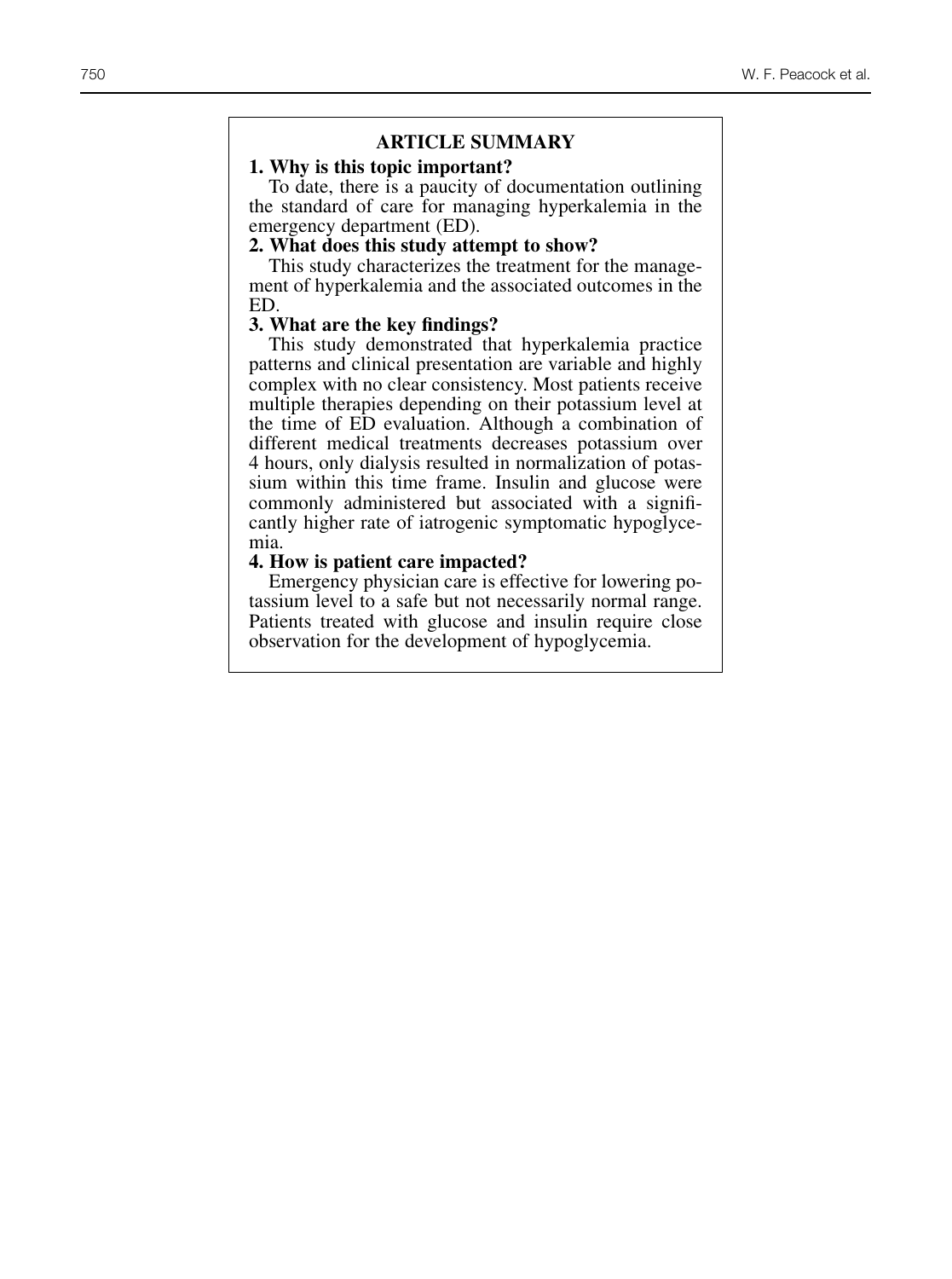## ARTICLE SUMMARY

**1. Why is this topic important?**

To date, there is a paucity of documentation outlining the standard of care for managing hyperkalemia in the emergency department (ED).

**2. What does this study attempt to show?**

This study characterizes the treatment for the management of hyperkalemia and the associated outcomes in the ED.

**3. What are the key findings?**

This study demonstrated that hyperkalemia practice patterns and clinical presentation are variable and highly complex with no clear consistency. Most patients receive multiple therapies depending on their potassium level at the time of ED evaluation. Although a combination of different medical treatments decreases potassium over 4 hours, only dialysis resulted in normalization of potassium within this time frame. Insulin and glucose were commonly administered but associated with a significantly higher rate of iatrogenic symptomatic hypoglycemia.

**4. How is patient care impacted?**

Emergency physician care is effective for lowering potassium level to a safe but not necessarily normal range. Patients treated with glucose and insulin require close observation for the development of hypoglycemia.